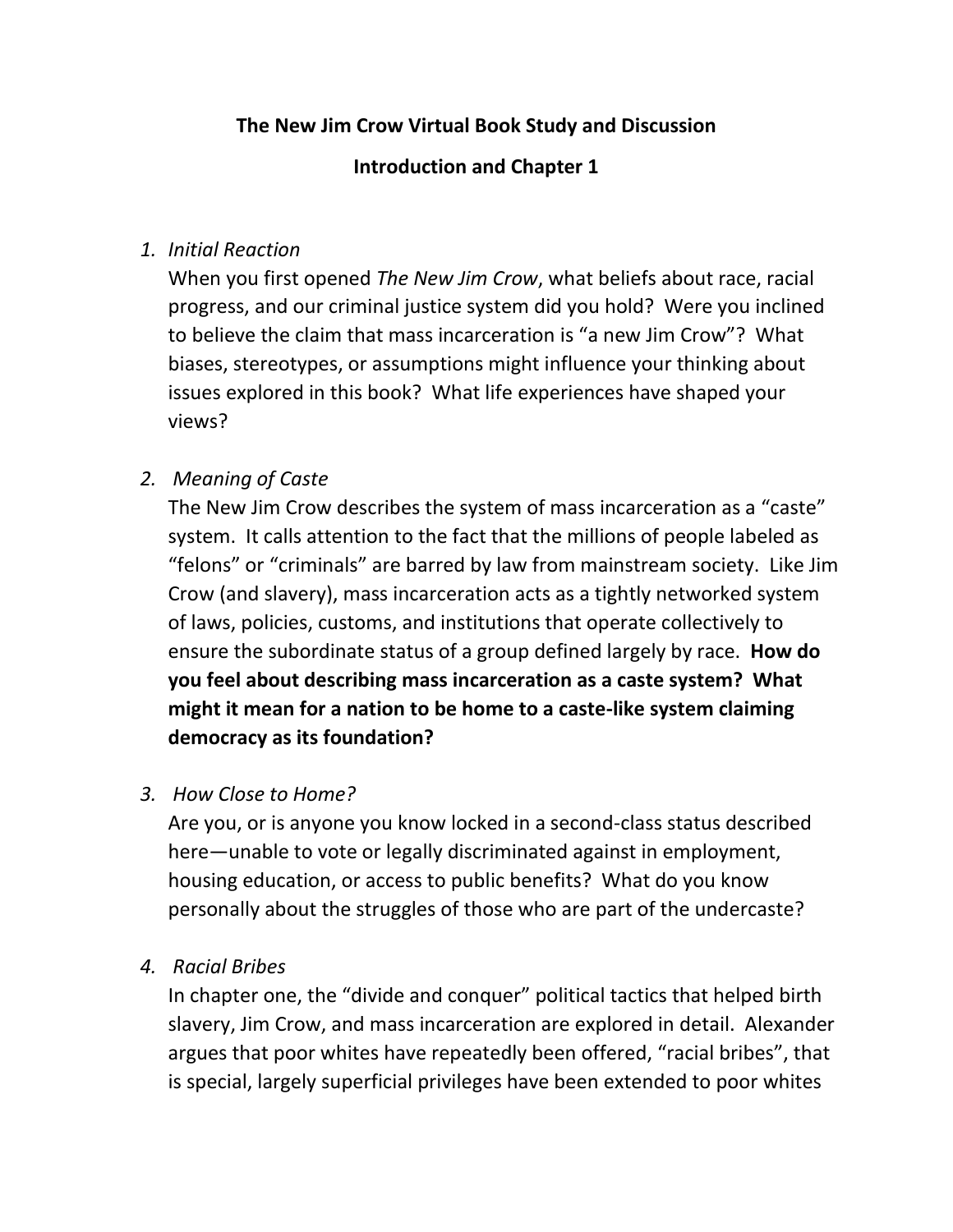# The New Jim Crow Virtual Book Study and Discussion

## Introduction and Chapter 1

1. *Initial Reaction*

   When you first opened *The New Jim Crow*, what beliefs about race, racial progress, and our criminal justice system did you hold? Were you inclined to believe the claim that mass incarceration is "a new Jim Crow"? What biases, stereotypes, or assumptions might influence your thinking about issues explored in this book? What life experiences have shaped your views?

2. *Meaning of Caste*

   The New Jim Crow describes the system of mass incarceration as a "caste" system. It calls attention to the fact that the millions of people labeled as "felons" or "criminals" are barred by law from mainstream society. Like Jim Crow (and slavery), mass incarceration acts as a tightly networked system of laws, policies, customs, and institutions that operate collectively to ensure the subordinate status of a group defined largely by race. **How do you feel about describing mass incarceration as a caste system? What might it mean for a nation to be home to a caste-like system claiming democracy as its foundation?**

3. *How Close to Home?*

   Are you, or is anyone you know locked in a second-class status described here—unable to vote or legally discriminated against in employment, housing education, or access to public benefits? What do you know personally about the struggles of those who are part of the undercaste?

4. *Racial Bribes*

   In chapter one, the "divide and conquer" political tactics that helped birth slavery, Jim Crow, and mass incarceration are explored in detail. Alexander argues that poor whites have repeatedly been offered, "racial bribes", that is special, largely superficial privileges have been extended to poor whites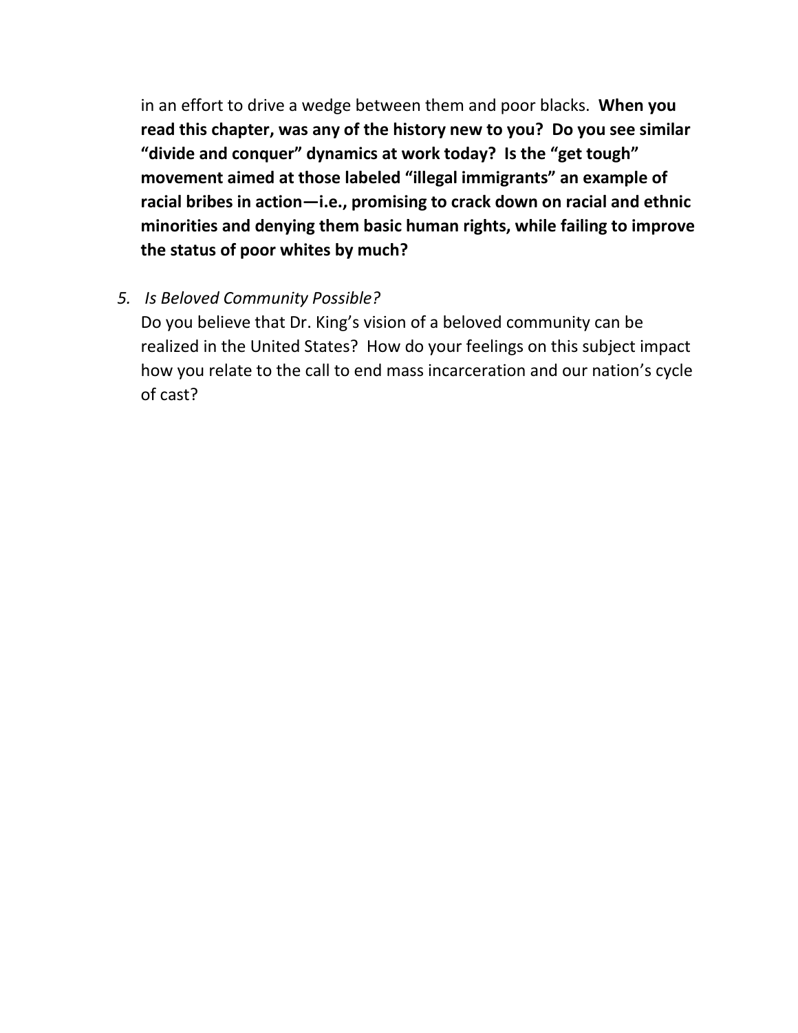in an effort to drive a wedge between them and poor blacks. **When you read this chapter, was any of the history new to you? Do you see similar "divide and conquer" dynamics at work today? Is the "get tough" movement aimed at those labeled "illegal immigrants" an example of racial bribes in action—i.e., promising to crack down on racial and ethnic minorities and denying them basic human rights, while failing to improve the status of poor whites by much?**

5. *Is Beloved Community Possible?*
   Do you believe that Dr. King's vision of a beloved community can be realized in the United States? How do your feelings on this subject impact how you relate to the call to end mass incarceration and our nation's cycle of cast?